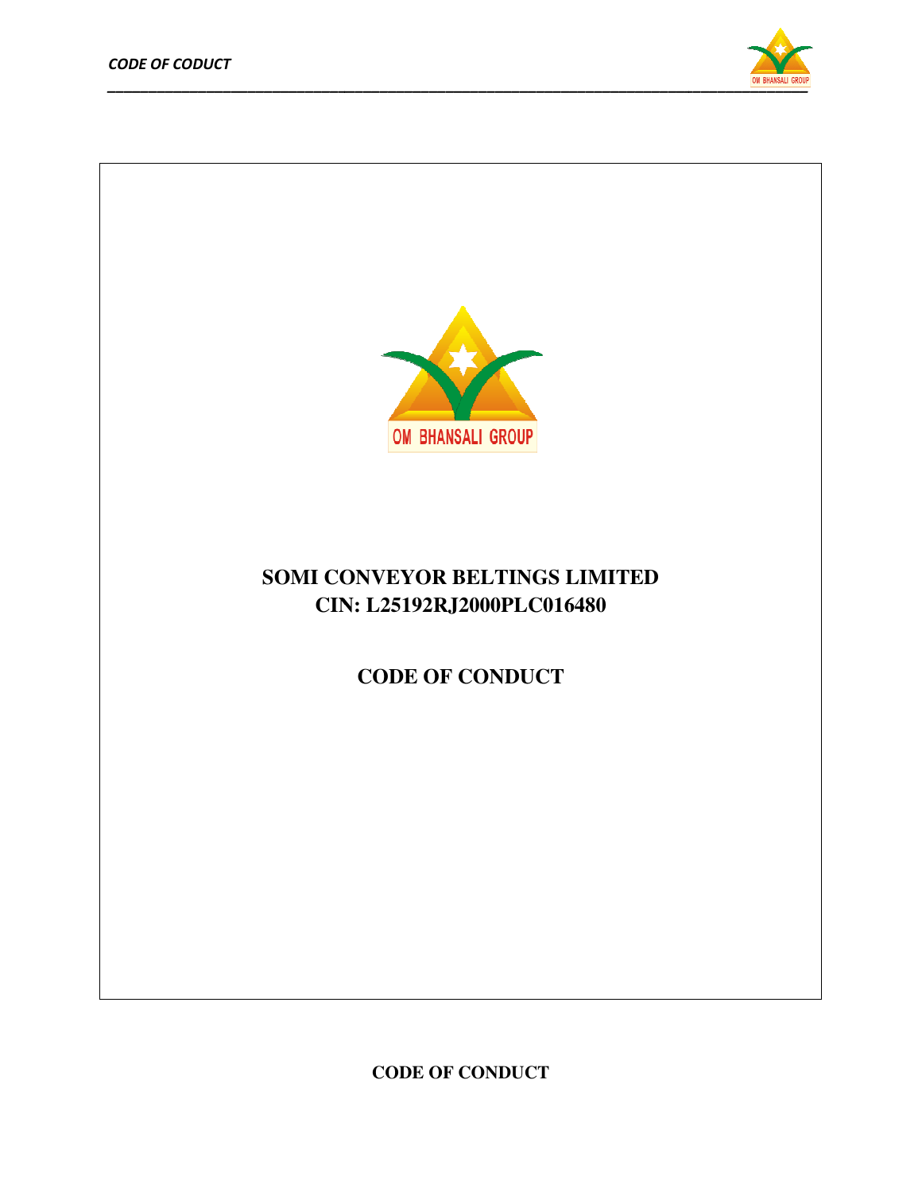OM BHANSALI GROUP

# SOMI CONVEYOR BELTINGS LIMITED
# CIN: L25192RJ2000PLC016480

# CODE OF CONDUCT

**CODE OF CONDUCT**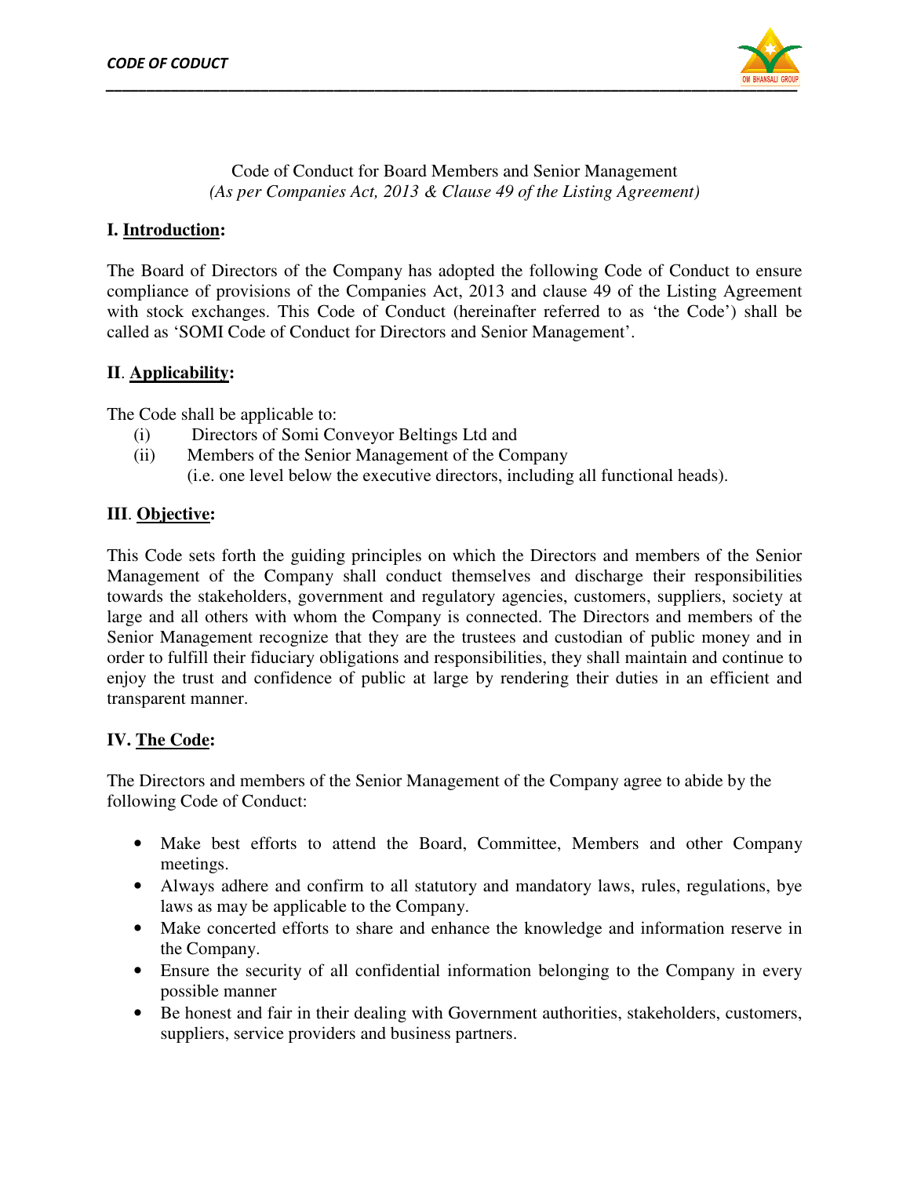Code of Conduct for Board Members and Senior Management
*(As per Companies Act, 2013 & Clause 49 of the Listing Agreement)*

## I. Introduction:

The Board of Directors of the Company has adopted the following Code of Conduct to ensure compliance of provisions of the Companies Act, 2013 and clause 49 of the Listing Agreement with stock exchanges. This Code of Conduct (hereinafter referred to as 'the Code') shall be called as 'SOMI Code of Conduct for Directors and Senior Management'.

## II. Applicability:

The Code shall be applicable to:

(i) Directors of Somi Conveyor Beltings Ltd and
(ii) Members of the Senior Management of the Company
(i.e. one level below the executive directors, including all functional heads).

## III. Objective:

This Code sets forth the guiding principles on which the Directors and members of the Senior Management of the Company shall conduct themselves and discharge their responsibilities towards the stakeholders, government and regulatory agencies, customers, suppliers, society at large and all others with whom the Company is connected. The Directors and members of the Senior Management recognize that they are the trustees and custodian of public money and in order to fulfill their fiduciary obligations and responsibilities, they shall maintain and continue to enjoy the trust and confidence of public at large by rendering their duties in an efficient and transparent manner.

## IV. The Code:

The Directors and members of the Senior Management of the Company agree to abide by the following Code of Conduct:

- Make best efforts to attend the Board, Committee, Members and other Company meetings.
- Always adhere and confirm to all statutory and mandatory laws, rules, regulations, bye laws as may be applicable to the Company.
- Make concerted efforts to share and enhance the knowledge and information reserve in the Company.
- Ensure the security of all confidential information belonging to the Company in every possible manner
- Be honest and fair in their dealing with Government authorities, stakeholders, customers, suppliers, service providers and business partners.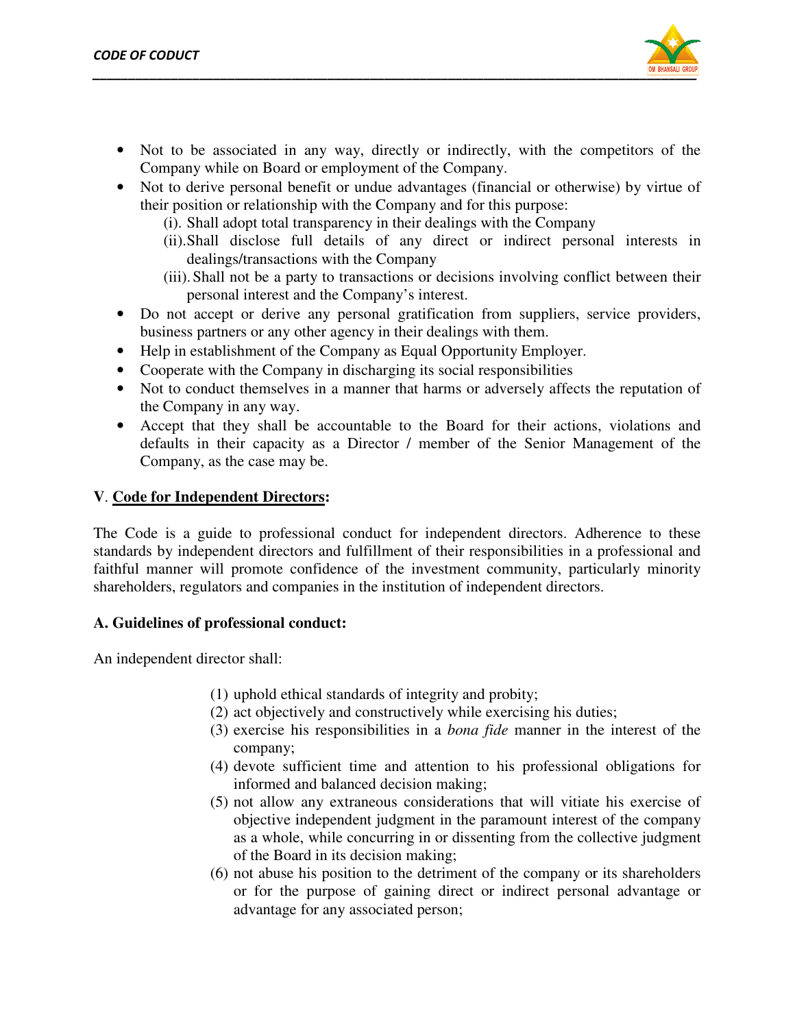- Not to be associated in any way, directly or indirectly, with the competitors of the Company while on Board or employment of the Company.
- Not to derive personal benefit or undue advantages (financial or otherwise) by virtue of their position or relationship with the Company and for this purpose:
  - (i). Shall adopt total transparency in their dealings with the Company
  - (ii). Shall disclose full details of any direct or indirect personal interests in dealings/transactions with the Company
  - (iii). Shall not be a party to transactions or decisions involving conflict between their personal interest and the Company's interest.
- Do not accept or derive any personal gratification from suppliers, service providers, business partners or any other agency in their dealings with them.
- Help in establishment of the Company as Equal Opportunity Employer.
- Cooperate with the Company in discharging its social responsibilities
- Not to conduct themselves in a manner that harms or adversely affects the reputation of the Company in any way.
- Accept that they shall be accountable to the Board for their actions, violations and defaults in their capacity as a Director / member of the Senior Management of the Company, as the case may be.

## V. Code for Independent Directors:

The Code is a guide to professional conduct for independent directors. Adherence to these standards by independent directors and fulfillment of their responsibilities in a professional and faithful manner will promote confidence of the investment community, particularly minority shareholders, regulators and companies in the institution of independent directors.

### A. Guidelines of professional conduct:

An independent director shall:

(1) uphold ethical standards of integrity and probity;

(2) act objectively and constructively while exercising his duties;

(3) exercise his responsibilities in a *bona fide* manner in the interest of the company;

(4) devote sufficient time and attention to his professional obligations for informed and balanced decision making;

(5) not allow any extraneous considerations that will vitiate his exercise of objective independent judgment in the paramount interest of the company as a whole, while concurring in or dissenting from the collective judgment of the Board in its decision making;

(6) not abuse his position to the detriment of the company or its shareholders or for the purpose of gaining direct or indirect personal advantage or advantage for any associated person;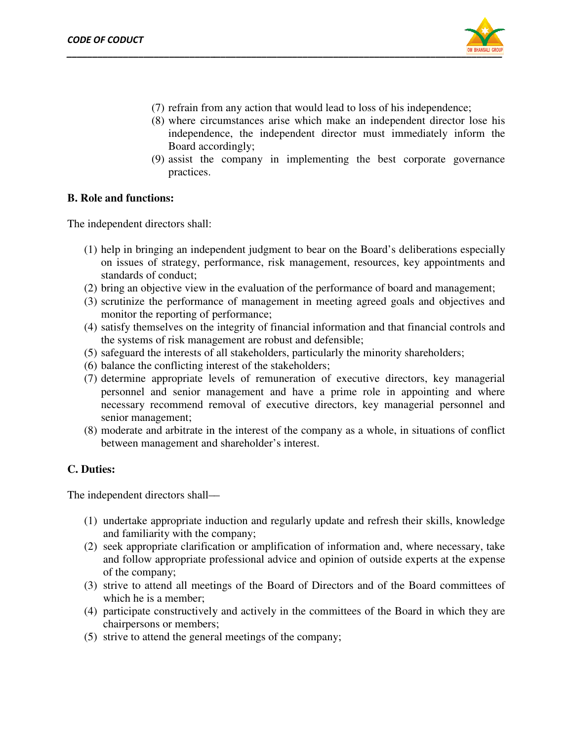(7) refrain from any action that would lead to loss of his independence;
(8) where circumstances arise which make an independent director lose his independence, the independent director must immediately inform the Board accordingly;
(9) assist the company in implementing the best corporate governance practices.

**B. Role and functions:**

The independent directors shall:

(1) help in bringing an independent judgment to bear on the Board's deliberations especially on issues of strategy, performance, risk management, resources, key appointments and standards of conduct;
(2) bring an objective view in the evaluation of the performance of board and management;
(3) scrutinize the performance of management in meeting agreed goals and objectives and monitor the reporting of performance;
(4) satisfy themselves on the integrity of financial information and that financial controls and the systems of risk management are robust and defensible;
(5) safeguard the interests of all stakeholders, particularly the minority shareholders;
(6) balance the conflicting interest of the stakeholders;
(7) determine appropriate levels of remuneration of executive directors, key managerial personnel and senior management and have a prime role in appointing and where necessary recommend removal of executive directors, key managerial personnel and senior management;
(8) moderate and arbitrate in the interest of the company as a whole, in situations of conflict between management and shareholder's interest.

**C. Duties:**

The independent directors shall—

(1) undertake appropriate induction and regularly update and refresh their skills, knowledge and familiarity with the company;
(2) seek appropriate clarification or amplification of information and, where necessary, take and follow appropriate professional advice and opinion of outside experts at the expense of the company;
(3) strive to attend all meetings of the Board of Directors and of the Board committees of which he is a member;
(4) participate constructively and actively in the committees of the Board in which they are chairpersons or members;
(5) strive to attend the general meetings of the company;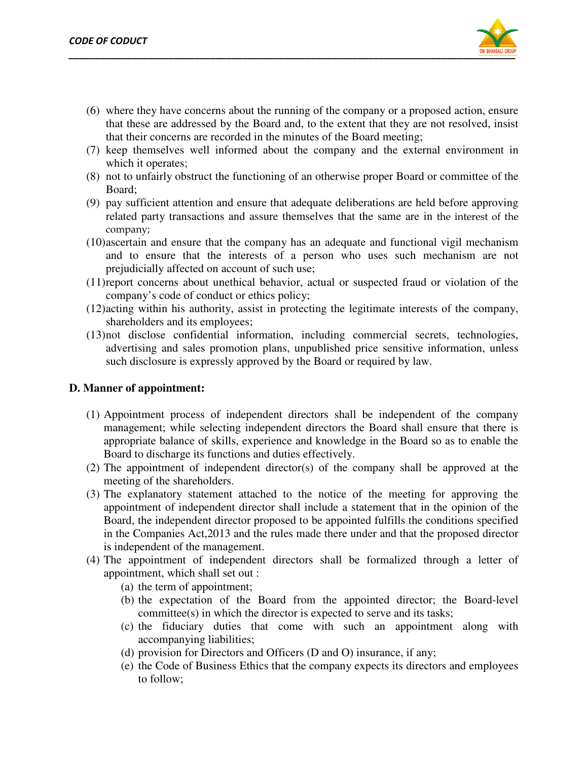(6) where they have concerns about the running of the company or a proposed action, ensure that these are addressed by the Board and, to the extent that they are not resolved, insist that their concerns are recorded in the minutes of the Board meeting;

(7) keep themselves well informed about the company and the external environment in which it operates;

(8) not to unfairly obstruct the functioning of an otherwise proper Board or committee of the Board;

(9) pay sufficient attention and ensure that adequate deliberations are held before approving related party transactions and assure themselves that the same are in the interest of the company;

(10) ascertain and ensure that the company has an adequate and functional vigil mechanism and to ensure that the interests of a person who uses such mechanism are not prejudicially affected on account of such use;

(11) report concerns about unethical behavior, actual or suspected fraud or violation of the company's code of conduct or ethics policy;

(12) acting within his authority, assist in protecting the legitimate interests of the company, shareholders and its employees;

(13) not disclose confidential information, including commercial secrets, technologies, advertising and sales promotion plans, unpublished price sensitive information, unless such disclosure is expressly approved by the Board or required by law.

**D. Manner of appointment:**

(1) Appointment process of independent directors shall be independent of the company management; while selecting independent directors the Board shall ensure that there is appropriate balance of skills, experience and knowledge in the Board so as to enable the Board to discharge its functions and duties effectively.

(2) The appointment of independent director(s) of the company shall be approved at the meeting of the shareholders.

(3) The explanatory statement attached to the notice of the meeting for approving the appointment of independent director shall include a statement that in the opinion of the Board, the independent director proposed to be appointed fulfills the conditions specified in the Companies Act,2013 and the rules made there under and that the proposed director is independent of the management.

(4) The appointment of independent directors shall be formalized through a letter of appointment, which shall set out :

   (a) the term of appointment;
   (b) the expectation of the Board from the appointed director; the Board-level committee(s) in which the director is expected to serve and its tasks;
   (c) the fiduciary duties that come with such an appointment along with accompanying liabilities;
   (d) provision for Directors and Officers (D and O) insurance, if any;
   (e) the Code of Business Ethics that the company expects its directors and employees to follow;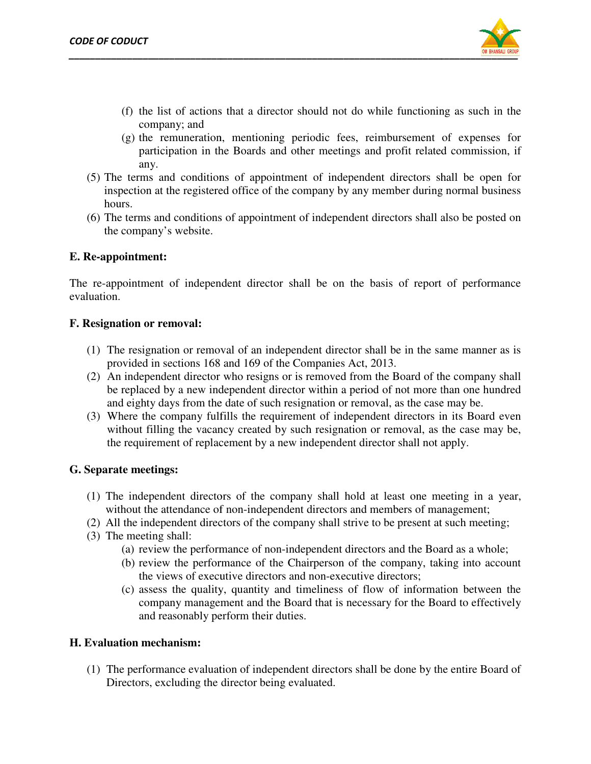(f) the list of actions that a director should not do while functioning as such in the company; and

(g) the remuneration, mentioning periodic fees, reimbursement of expenses for participation in the Boards and other meetings and profit related commission, if any.

(5) The terms and conditions of appointment of independent directors shall be open for inspection at the registered office of the company by any member during normal business hours.

(6) The terms and conditions of appointment of independent directors shall also be posted on the company's website.

**E. Re-appointment:**

The re-appointment of independent director shall be on the basis of report of performance evaluation.

**F. Resignation or removal:**

(1) The resignation or removal of an independent director shall be in the same manner as is provided in sections 168 and 169 of the Companies Act, 2013.

(2) An independent director who resigns or is removed from the Board of the company shall be replaced by a new independent director within a period of not more than one hundred and eighty days from the date of such resignation or removal, as the case may be.

(3) Where the company fulfills the requirement of independent directors in its Board even without filling the vacancy created by such resignation or removal, as the case may be, the requirement of replacement by a new independent director shall not apply.

**G. Separate meetings:**

(1) The independent directors of the company shall hold at least one meeting in a year, without the attendance of non-independent directors and members of management;

(2) All the independent directors of the company shall strive to be present at such meeting;

(3) The meeting shall:

   (a) review the performance of non-independent directors and the Board as a whole;

   (b) review the performance of the Chairperson of the company, taking into account the views of executive directors and non-executive directors;

   (c) assess the quality, quantity and timeliness of flow of information between the company management and the Board that is necessary for the Board to effectively and reasonably perform their duties.

**H. Evaluation mechanism:**

(1) The performance evaluation of independent directors shall be done by the entire Board of Directors, excluding the director being evaluated.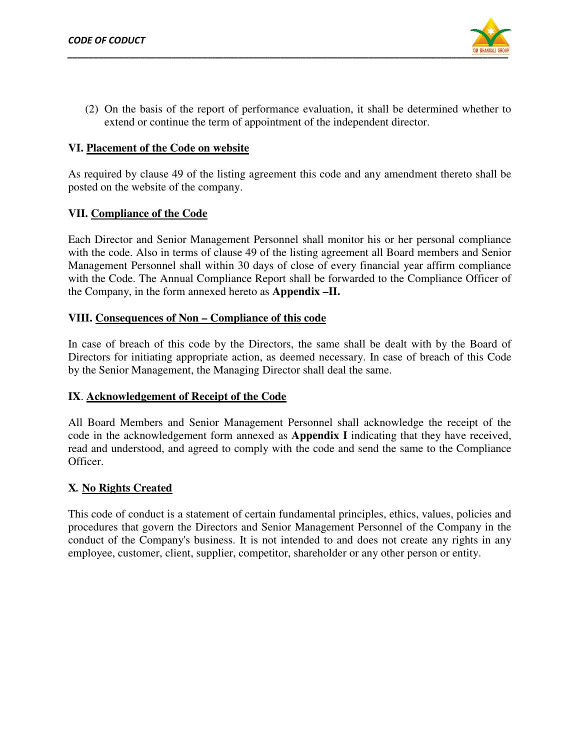(2) On the basis of the report of performance evaluation, it shall be determined whether to extend or continue the term of appointment of the independent director.

### VI. Placement of the Code on website

As required by clause 49 of the listing agreement this code and any amendment thereto shall be posted on the website of the company.

### VII. Compliance of the Code

Each Director and Senior Management Personnel shall monitor his or her personal compliance with the code. Also in terms of clause 49 of the listing agreement all Board members and Senior Management Personnel shall within 30 days of close of every financial year affirm compliance with the Code. The Annual Compliance Report shall be forwarded to the Compliance Officer of the Company, in the form annexed hereto as **Appendix –II.**

### VIII. Consequences of Non – Compliance of this code

In case of breach of this code by the Directors, the same shall be dealt with by the Board of Directors for initiating appropriate action, as deemed necessary. In case of breach of this Code by the Senior Management, the Managing Director shall deal the same.

### IX. Acknowledgement of Receipt of the Code

All Board Members and Senior Management Personnel shall acknowledge the receipt of the code in the acknowledgement form annexed as **Appendix I** indicating that they have received, read and understood, and agreed to comply with the code and send the same to the Compliance Officer.

### X. No Rights Created

This code of conduct is a statement of certain fundamental principles, ethics, values, policies and procedures that govern the Directors and Senior Management Personnel of the Company in the conduct of the Company's business. It is not intended to and does not create any rights in any employee, customer, client, supplier, competitor, shareholder or any other person or entity.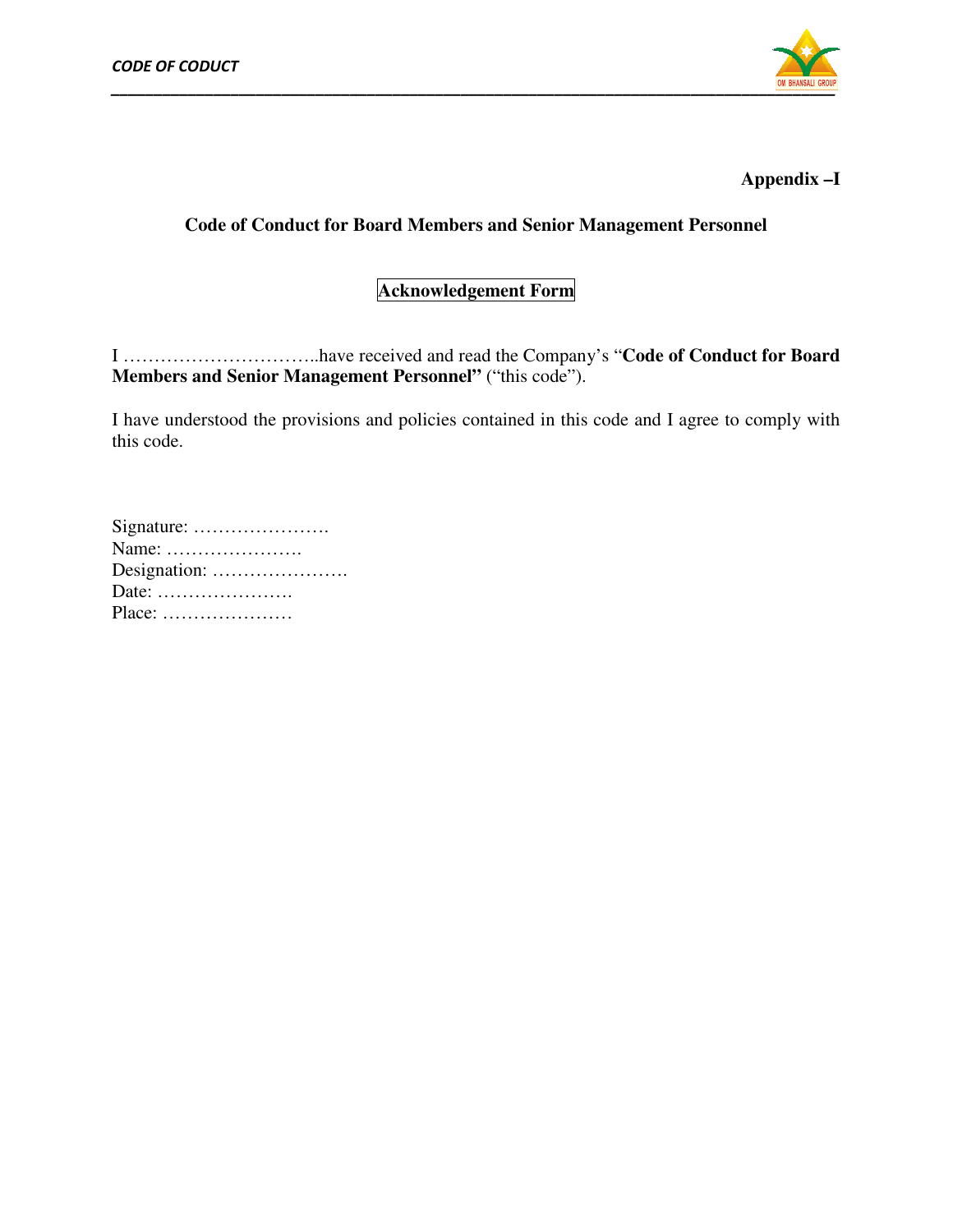**Appendix –I**

## Code of Conduct for Board Members and Senior Management Personnel

### Acknowledgement Form

I …………………………..have received and read the Company's "**Code of Conduct for Board Members and Senior Management Personnel"** ("this code").

I have understood the provisions and policies contained in this code and I agree to comply with this code.

Signature: ………………….  
Name: ………………….  
Designation: ………………….  
Date: ………………….  
Place: …………………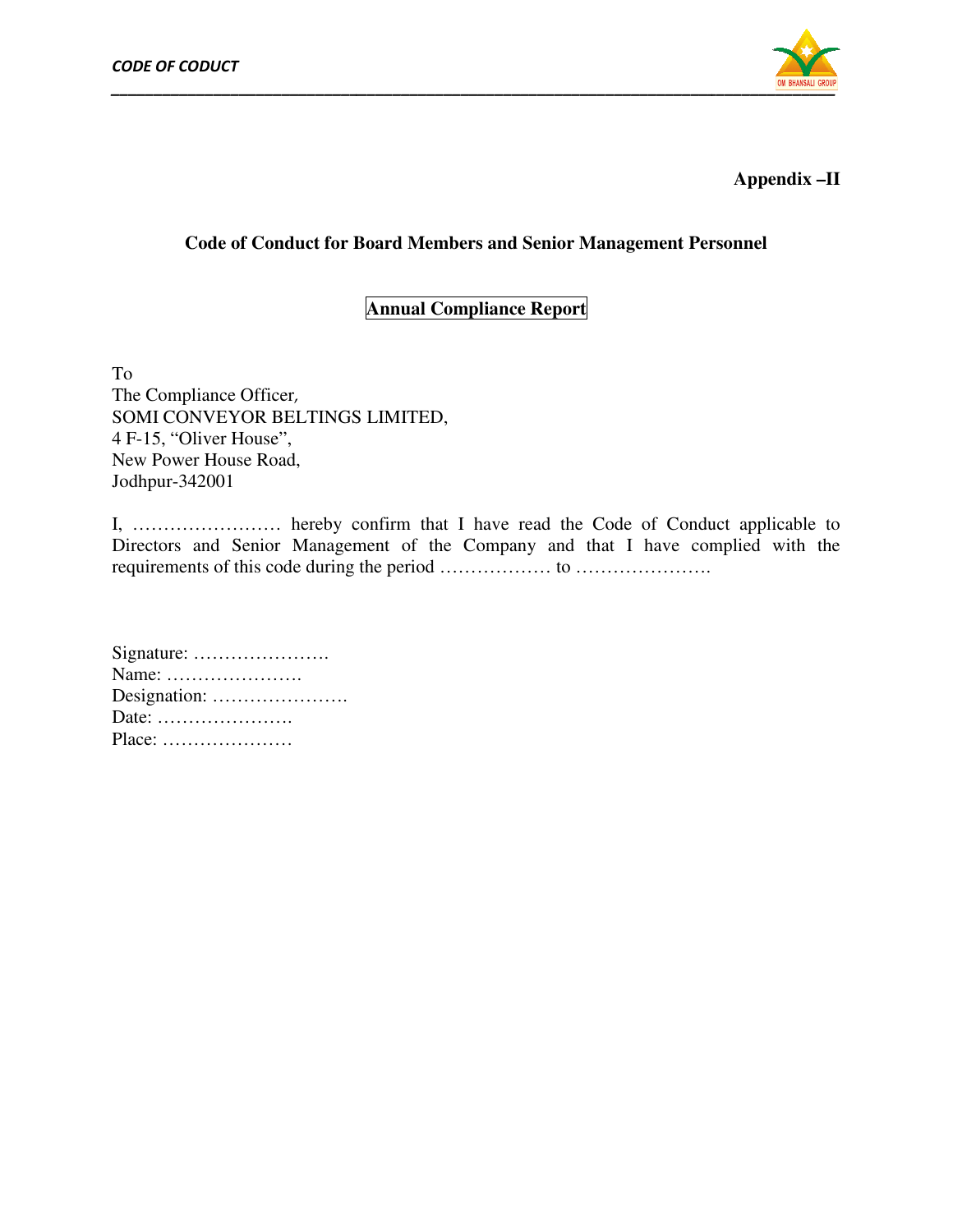**Appendix –II**

**Code of Conduct for Board Members and Senior Management Personnel**

**Annual Compliance Report**

To
The Compliance Officer,
SOMI CONVEYOR BELTINGS LIMITED,
4 F-15, "Oliver House",
New Power House Road,
Jodhpur-342001

I, …………………… hereby confirm that I have read the Code of Conduct applicable to Directors and Senior Management of the Company and that I have complied with the requirements of this code during the period ……………… to ………………….

Signature: ………………….
Name: ………………….
Designation: ………………….
Date: ………………….
Place: …………………